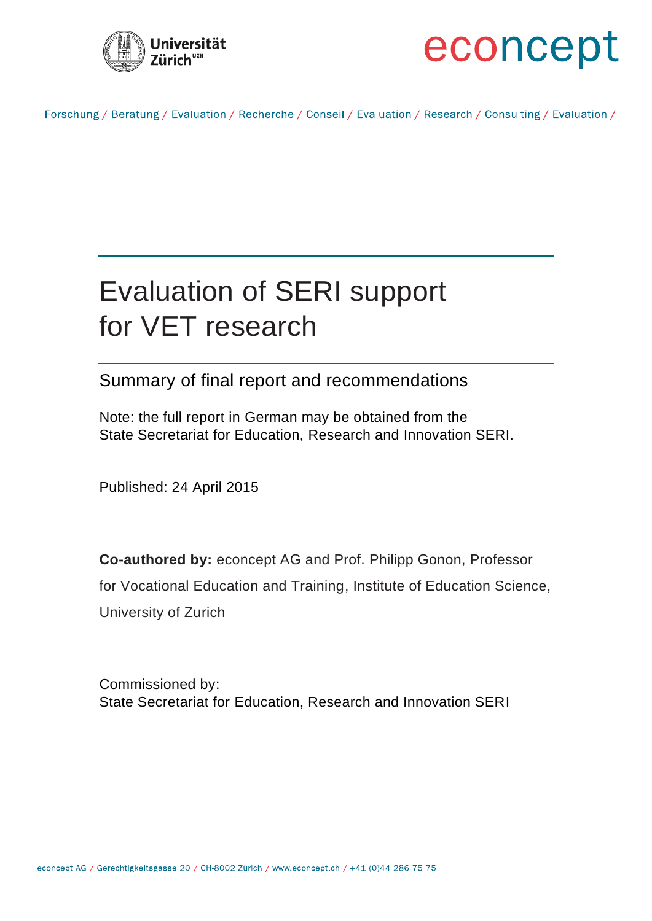Universität Zürich[UZH]

econcept

Forschung / Beratung / Evaluation / Recherche / Conseil / Evaluation / Research / Consulting / Evaluation /

# Evaluation of SERI support for VET research

## Summary of final report and recommendations

Note: the full report in German may be obtained from the State Secretariat for Education, Research and Innovation SERI.

Published: 24 April 2015

**Co-authored by:** econcept AG and Prof. Philipp Gonon, Professor for Vocational Education and Training, Institute of Education Science, University of Zurich

Commissioned by:
State Secretariat for Education, Research and Innovation SERI

econcept AG / Gerechtigkeitsgasse 20 / CH-8002 Zürich / www.econcept.ch / +41 (0)44 286 75 75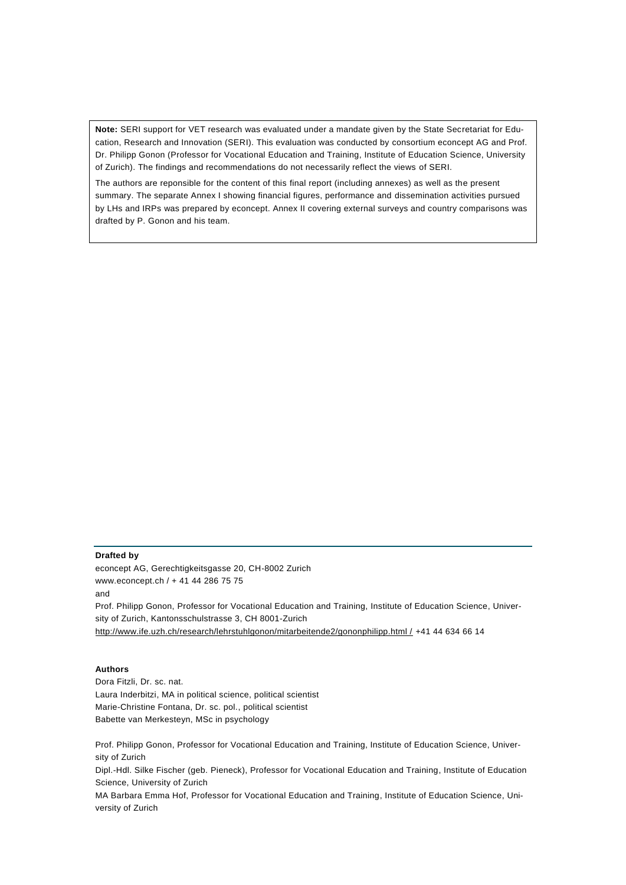**Note:** SERI support for VET research was evaluated under a mandate given by the State Secretariat for Education, Research and Innovation (SERI). This evaluation was conducted by consortium econcept AG and Prof. Dr. Philipp Gonon (Professor for Vocational Education and Training, Institute of Education Science, University of Zurich). The findings and recommendations do not necessarily reflect the views of SERI.

The authors are reponsible for the content of this final report (including annexes) as well as the present summary. The separate Annex I showing financial figures, performance and dissemination activities pursued by LHs and IRPs was prepared by econcept. Annex II covering external surveys and country comparisons was drafted by P. Gonon and his team.

**Drafted by**

econcept AG, Gerechtigkeitsgasse 20, CH-8002 Zurich
www.econcept.ch / + 41 44 286 75 75
and
Prof. Philipp Gonon, Professor for Vocational Education and Training, Institute of Education Science, University of Zurich, Kantonsschulstrasse 3, CH 8001-Zurich
http://www.ife.uzh.ch/research/lehrstuhlgonon/mitarbeitende2/gononphilipp.html / +41 44 634 66 14

**Authors**

Dora Fitzli, Dr. sc. nat.
Laura Inderbitzi, MA in political science, political scientist
Marie-Christine Fontana, Dr. sc. pol., political scientist
Babette van Merkesteyn, MSc in psychology

Prof. Philipp Gonon, Professor for Vocational Education and Training, Institute of Education Science, University of Zurich
Dipl.-Hdl. Silke Fischer (geb. Pieneck), Professor for Vocational Education and Training, Institute of Education Science, University of Zurich
MA Barbara Emma Hof, Professor for Vocational Education and Training, Institute of Education Science, University of Zurich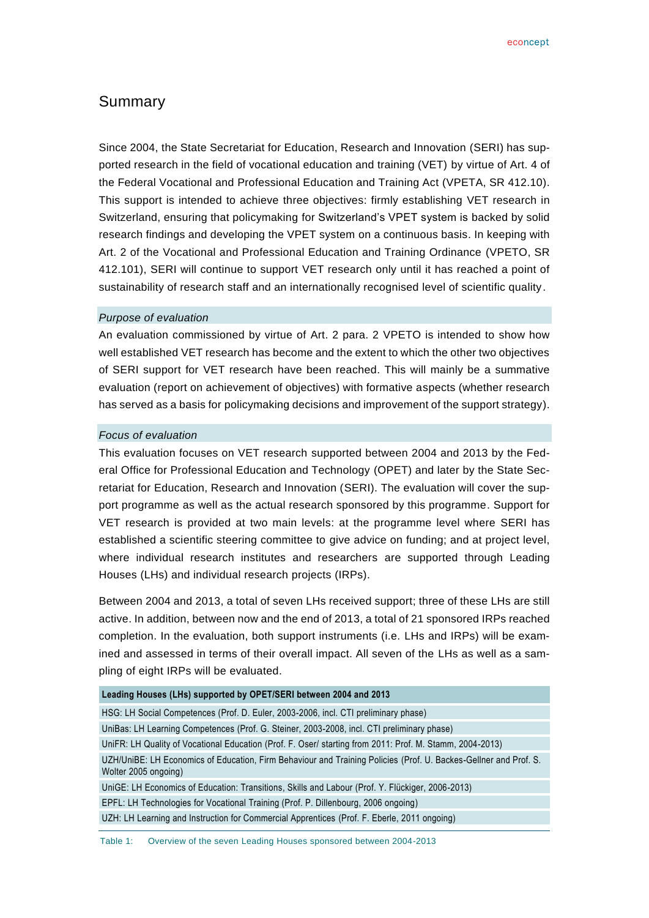# Summary

Since 2004, the State Secretariat for Education, Research and Innovation (SERI) has supported research in the field of vocational education and training (VET) by virtue of Art. 4 of the Federal Vocational and Professional Education and Training Act (VPETA, SR 412.10). This support is intended to achieve three objectives: firmly establishing VET research in Switzerland, ensuring that policymaking for Switzerland's VPET system is backed by solid research findings and developing the VPET system on a continuous basis. In keeping with Art. 2 of the Vocational and Professional Education and Training Ordinance (VPETO, SR 412.101), SERI will continue to support VET research only until it has reached a point of sustainability of research staff and an internationally recognised level of scientific quality.

### *Purpose of evaluation*

An evaluation commissioned by virtue of Art. 2 para. 2 VPETO is intended to show how well established VET research has become and the extent to which the other two objectives of SERI support for VET research have been reached. This will mainly be a summative evaluation (report on achievement of objectives) with formative aspects (whether research has served as a basis for policymaking decisions and improvement of the support strategy).

### *Focus of evaluation*

This evaluation focuses on VET research supported between 2004 and 2013 by the Federal Office for Professional Education and Technology (OPET) and later by the State Secretariat for Education, Research and Innovation (SERI). The evaluation will cover the support programme as well as the actual research sponsored by this programme. Support for VET research is provided at two main levels: at the programme level where SERI has established a scientific steering committee to give advice on funding; and at project level, where individual research institutes and researchers are supported through Leading Houses (LHs) and individual research projects (IRPs).

Between 2004 and 2013, a total of seven LHs received support; three of these LHs are still active. In addition, between now and the end of 2013, a total of 21 sponsored IRPs reached completion. In the evaluation, both support instruments (i.e. LHs and IRPs) will be examined and assessed in terms of their overall impact. All seven of the LHs as well as a sampling of eight IRPs will be evaluated.

| Leading Houses (LHs) supported by OPET/SERI between 2004 and 2013 |
|---|
| HSG: LH Social Competences (Prof. D. Euler, 2003-2006, incl. CTI preliminary phase) |
| UniBas: LH Learning Competences (Prof. G. Steiner, 2003-2008, incl. CTI preliminary phase) |
| UniFR: LH Quality of Vocational Education (Prof. F. Oser/ starting from 2011: Prof. M. Stamm, 2004-2013) |
| UZH/UniBE: LH Economics of Education, Firm Behaviour and Training Policies (Prof. U. Backes-Gellner and Prof. S. Wolter 2005 ongoing) |
| UniGE: LH Economics of Education: Transitions, Skills and Labour (Prof. Y. Flückiger, 2006-2013) |
| EPFL: LH Technologies for Vocational Training (Prof. P. Dillenbourg, 2006 ongoing) |
| UZH: LH Learning and Instruction for Commercial Apprentices (Prof. F. Eberle, 2011 ongoing) |

Table 1: Overview of the seven Leading Houses sponsored between 2004-2013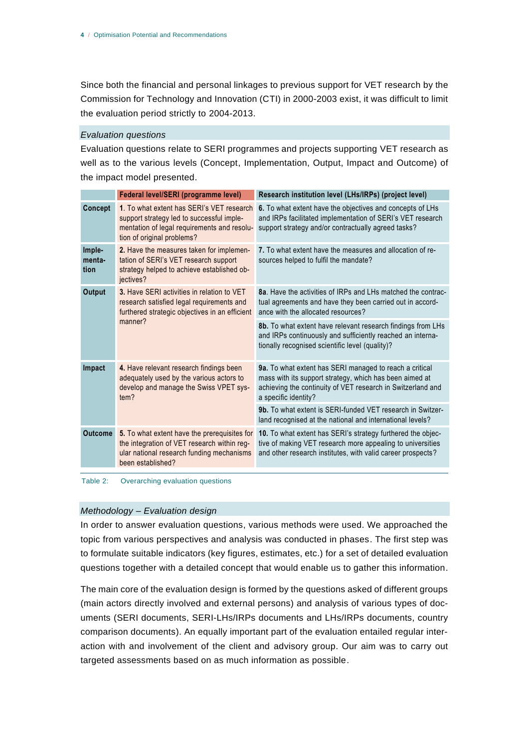Since both the financial and personal linkages to previous support for VET research by the Commission for Technology and Innovation (CTI) in 2000-2003 exist, it was difficult to limit the evaluation period strictly to 2004-2013.

### *Evaluation questions*

Evaluation questions relate to SERI programmes and projects supporting VET research as well as to the various levels (Concept, Implementation, Output, Impact and Outcome) of the impact model presented.

| | Federal level/SERI (programme level) | Research institution level (LHs/IRPs) (project level) |
|---|---|---|
| **Concept** | **1**. To what extent has SERI's VET research support strategy led to successful implementation of legal requirements and resolution of original problems? | **6.** To what extent have the objectives and concepts of LHs and IRPs facilitated implementation of SERI's VET research support strategy and/or contractually agreed tasks? |
| **Implementation** | **2.** Have the measures taken for implementation of SERI's VET research support strategy helped to achieve established objectives? | **7.** To what extent have the measures and allocation of resources helped to fulfil the mandate? |
| **Output** | **3.** Have SERI activities in relation to VET research satisfied legal requirements and furthered strategic objectives in an efficient manner? | **8a**. Have the activities of IRPs and LHs matched the contractual agreements and have they been carried out in accordance with the allocated resources? |
| | | **8b.** To what extent have relevant research findings from LHs and IRPs continuously and sufficiently reached an internationally recognised scientific level (quality)? |
| **Impact** | **4.** Have relevant research findings been adequately used by the various actors to develop and manage the Swiss VPET system? | **9a.** To what extent has SERI managed to reach a critical mass with its support strategy, which has been aimed at achieving the continuity of VET research in Switzerland and a specific identity? |
| | | **9b.** To what extent is SERI-funded VET research in Switzerland recognised at the national and international levels? |
| **Outcome** | **5.** To what extent have the prerequisites for the integration of VET research within regular national research funding mechanisms been established? | **10.** To what extent has SERI's strategy furthered the objective of making VET research more appealing to universities and other research institutes, with valid career prospects? |

Table 2: Overarching evaluation questions

### *Methodology – Evaluation design*

In order to answer evaluation questions, various methods were used. We approached the topic from various perspectives and analysis was conducted in phases. The first step was to formulate suitable indicators (key figures, estimates, etc.) for a set of detailed evaluation questions together with a detailed concept that would enable us to gather this information.

The main core of the evaluation design is formed by the questions asked of different groups (main actors directly involved and external persons) and analysis of various types of documents (SERI documents, SERI-LHs/IRPs documents and LHs/IRPs documents, country comparison documents). An equally important part of the evaluation entailed regular interaction with and involvement of the client and advisory group. Our aim was to carry out targeted assessments based on as much information as possible.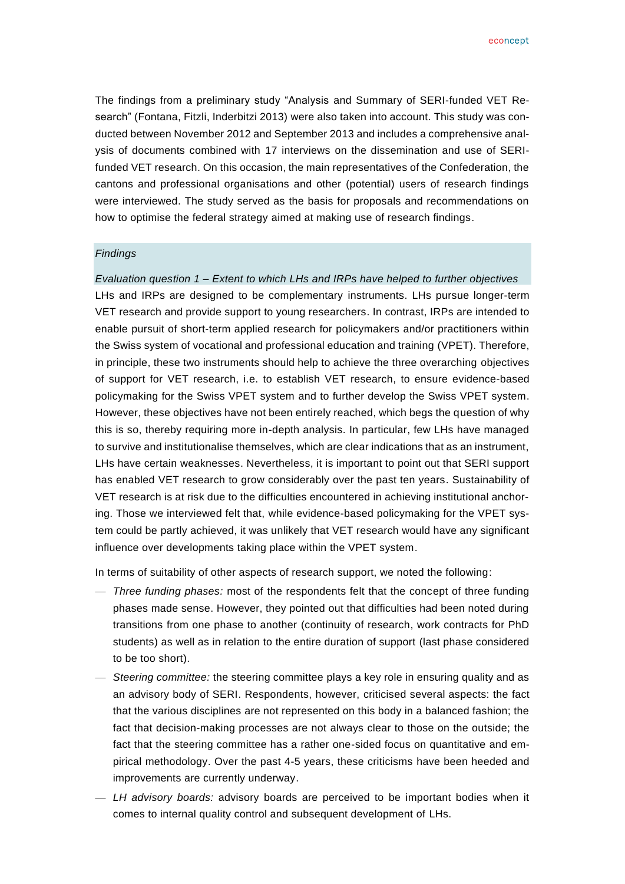The findings from a preliminary study "Analysis and Summary of SERI-funded VET Research" (Fontana, Fitzli, Inderbitzi 2013) were also taken into account. This study was conducted between November 2012 and September 2013 and includes a comprehensive analysis of documents combined with 17 interviews on the dissemination and use of SERI-funded VET research. On this occasion, the main representatives of the Confederation, the cantons and professional organisations and other (potential) users of research findings were interviewed. The study served as the basis for proposals and recommendations on how to optimise the federal strategy aimed at making use of research findings.

## *Findings*

*Evaluation question 1 – Extent to which LHs and IRPs have helped to further objectives*

LHs and IRPs are designed to be complementary instruments. LHs pursue longer-term VET research and provide support to young researchers. In contrast, IRPs are intended to enable pursuit of short-term applied research for policymakers and/or practitioners within the Swiss system of vocational and professional education and training (VPET). Therefore, in principle, these two instruments should help to achieve the three overarching objectives of support for VET research, i.e. to establish VET research, to ensure evidence-based policymaking for the Swiss VPET system and to further develop the Swiss VPET system. However, these objectives have not been entirely reached, which begs the question of why this is so, thereby requiring more in-depth analysis. In particular, few LHs have managed to survive and institutionalise themselves, which are clear indications that as an instrument, LHs have certain weaknesses. Nevertheless, it is important to point out that SERI support has enabled VET research to grow considerably over the past ten years. Sustainability of VET research is at risk due to the difficulties encountered in achieving institutional anchoring. Those we interviewed felt that, while evidence-based policymaking for the VPET system could be partly achieved, it was unlikely that VET research would have any significant influence over developments taking place within the VPET system.

In terms of suitability of other aspects of research support, we noted the following:

- *Three funding phases:* most of the respondents felt that the concept of three funding phases made sense. However, they pointed out that difficulties had been noted during transitions from one phase to another (continuity of research, work contracts for PhD students) as well as in relation to the entire duration of support (last phase considered to be too short).
- *Steering committee:* the steering committee plays a key role in ensuring quality and as an advisory body of SERI. Respondents, however, criticised several aspects: the fact that the various disciplines are not represented on this body in a balanced fashion; the fact that decision-making processes are not always clear to those on the outside; the fact that the steering committee has a rather one-sided focus on quantitative and empirical methodology. Over the past 4-5 years, these criticisms have been heeded and improvements are currently underway.
- *LH advisory boards:* advisory boards are perceived to be important bodies when it comes to internal quality control and subsequent development of LHs.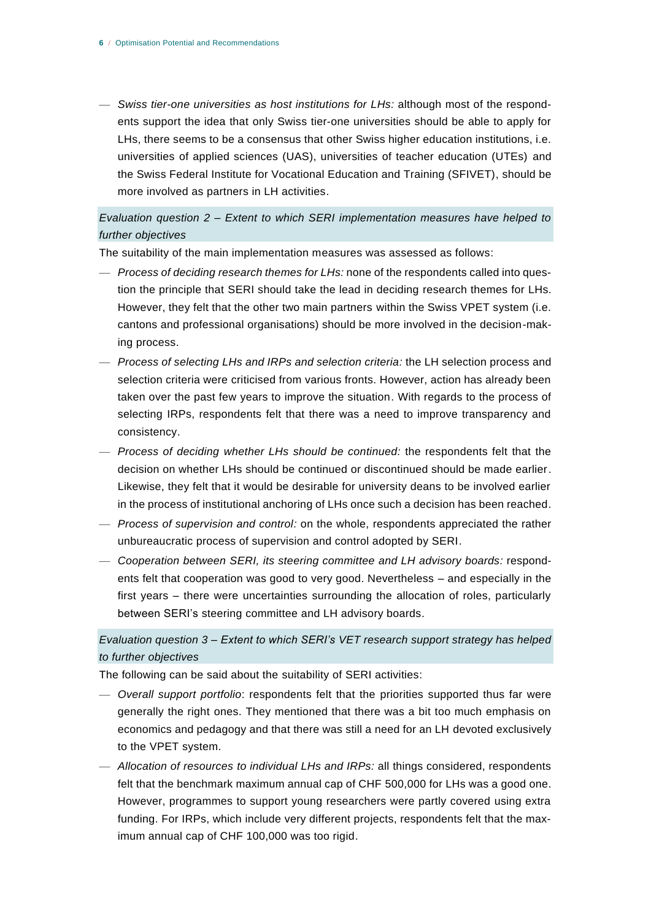- *Swiss tier-one universities as host institutions for LHs:* although most of the respondents support the idea that only Swiss tier-one universities should be able to apply for LHs, there seems to be a consensus that other Swiss higher education institutions, i.e. universities of applied sciences (UAS), universities of teacher education (UTEs) and the Swiss Federal Institute for Vocational Education and Training (SFIVET), should be more involved as partners in LH activities.

*Evaluation question 2 – Extent to which SERI implementation measures have helped to further objectives*

The suitability of the main implementation measures was assessed as follows:

- *Process of deciding research themes for LHs:* none of the respondents called into question the principle that SERI should take the lead in deciding research themes for LHs. However, they felt that the other two main partners within the Swiss VPET system (i.e. cantons and professional organisations) should be more involved in the decision-making process.
- *Process of selecting LHs and IRPs and selection criteria:* the LH selection process and selection criteria were criticised from various fronts. However, action has already been taken over the past few years to improve the situation. With regards to the process of selecting IRPs, respondents felt that there was a need to improve transparency and consistency.
- *Process of deciding whether LHs should be continued:* the respondents felt that the decision on whether LHs should be continued or discontinued should be made earlier. Likewise, they felt that it would be desirable for university deans to be involved earlier in the process of institutional anchoring of LHs once such a decision has been reached.
- *Process of supervision and control:* on the whole, respondents appreciated the rather unbureaucratic process of supervision and control adopted by SERI.
- *Cooperation between SERI, its steering committee and LH advisory boards:* respondents felt that cooperation was good to very good. Nevertheless – and especially in the first years – there were uncertainties surrounding the allocation of roles, particularly between SERI's steering committee and LH advisory boards.

*Evaluation question 3 – Extent to which SERI's VET research support strategy has helped to further objectives*

The following can be said about the suitability of SERI activities:

- *Overall support portfolio*: respondents felt that the priorities supported thus far were generally the right ones. They mentioned that there was a bit too much emphasis on economics and pedagogy and that there was still a need for an LH devoted exclusively to the VPET system.
- *Allocation of resources to individual LHs and IRPs:* all things considered, respondents felt that the benchmark maximum annual cap of CHF 500,000 for LHs was a good one. However, programmes to support young researchers were partly covered using extra funding. For IRPs, which include very different projects, respondents felt that the maximum annual cap of CHF 100,000 was too rigid.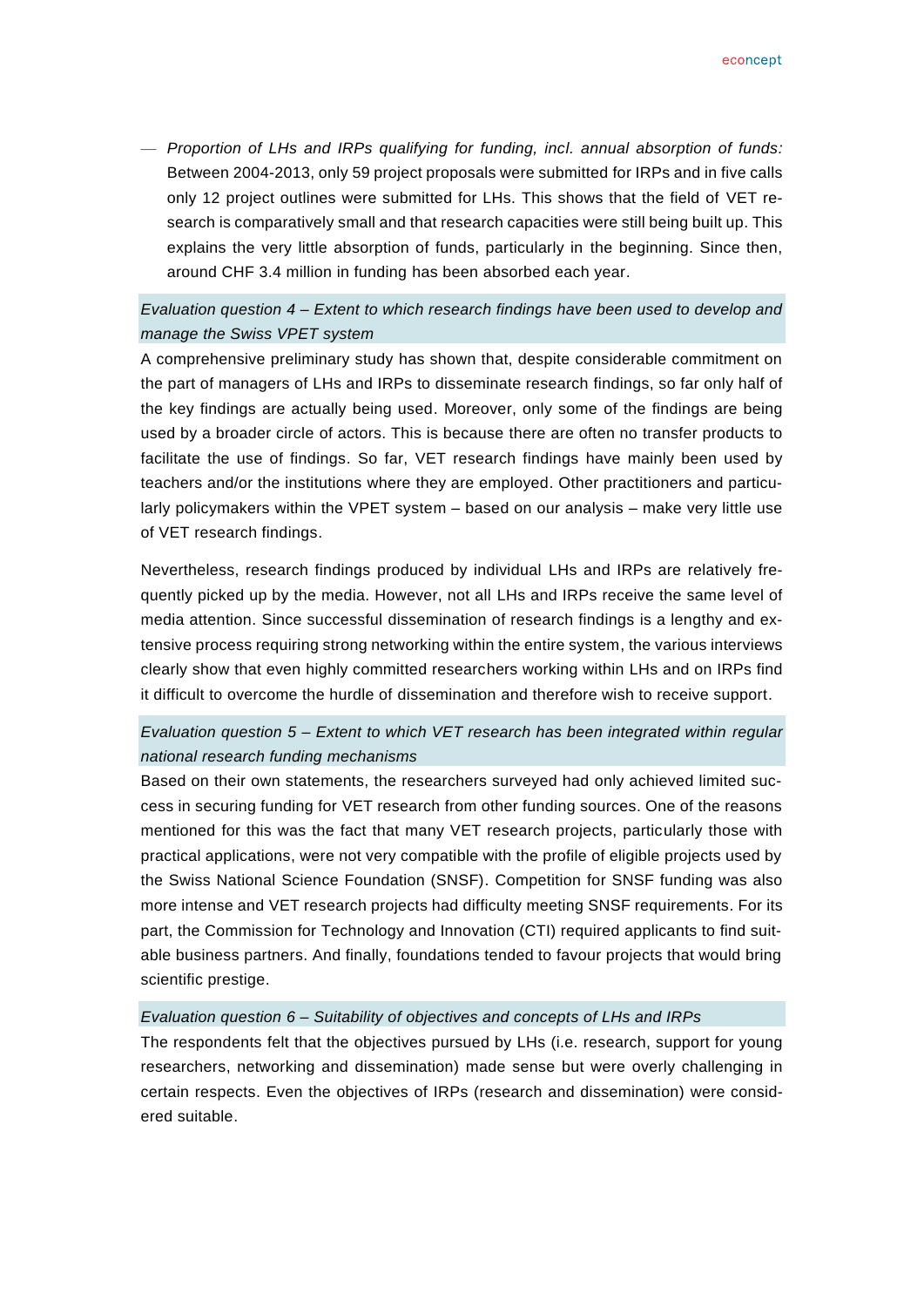- *Proportion of LHs and IRPs qualifying for funding, incl. annual absorption of funds:* Between 2004-2013, only 59 project proposals were submitted for IRPs and in five calls only 12 project outlines were submitted for LHs. This shows that the field of VET research is comparatively small and that research capacities were still being built up. This explains the very little absorption of funds, particularly in the beginning. Since then, around CHF 3.4 million in funding has been absorbed each year.

*Evaluation question 4 – Extent to which research findings have been used to develop and manage the Swiss VPET system*

A comprehensive preliminary study has shown that, despite considerable commitment on the part of managers of LHs and IRPs to disseminate research findings, so far only half of the key findings are actually being used. Moreover, only some of the findings are being used by a broader circle of actors. This is because there are often no transfer products to facilitate the use of findings. So far, VET research findings have mainly been used by teachers and/or the institutions where they are employed. Other practitioners and particularly policymakers within the VPET system – based on our analysis – make very little use of VET research findings.

Nevertheless, research findings produced by individual LHs and IRPs are relatively frequently picked up by the media. However, not all LHs and IRPs receive the same level of media attention. Since successful dissemination of research findings is a lengthy and extensive process requiring strong networking within the entire system, the various interviews clearly show that even highly committed researchers working within LHs and on IRPs find it difficult to overcome the hurdle of dissemination and therefore wish to receive support.

*Evaluation question 5 – Extent to which VET research has been integrated within regular national research funding mechanisms*

Based on their own statements, the researchers surveyed had only achieved limited success in securing funding for VET research from other funding sources. One of the reasons mentioned for this was the fact that many VET research projects, particularly those with practical applications, were not very compatible with the profile of eligible projects used by the Swiss National Science Foundation (SNSF). Competition for SNSF funding was also more intense and VET research projects had difficulty meeting SNSF requirements. For its part, the Commission for Technology and Innovation (CTI) required applicants to find suitable business partners. And finally, foundations tended to favour projects that would bring scientific prestige.

*Evaluation question 6 – Suitability of objectives and concepts of LHs and IRPs*

The respondents felt that the objectives pursued by LHs (i.e. research, support for young researchers, networking and dissemination) made sense but were overly challenging in certain respects. Even the objectives of IRPs (research and dissemination) were considered suitable.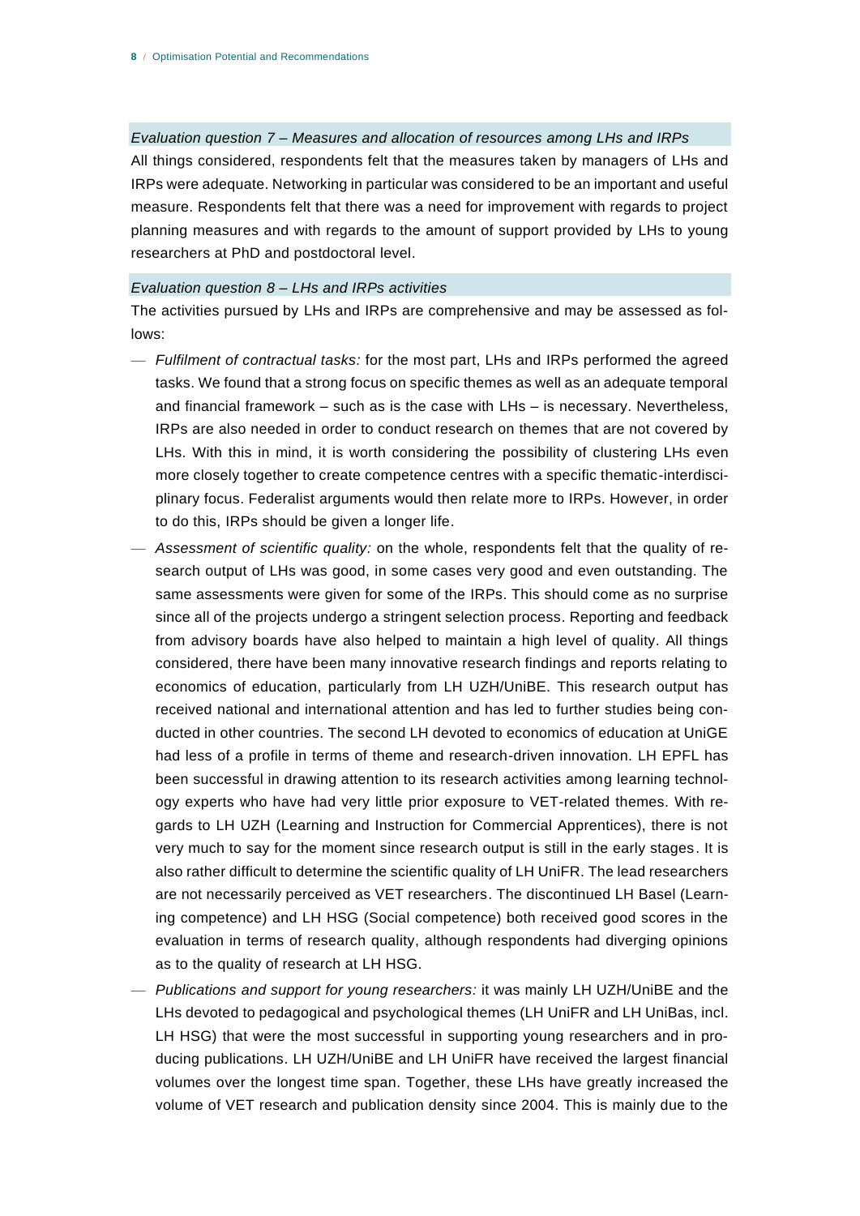### *Evaluation question 7 – Measures and allocation of resources among LHs and IRPs*

All things considered, respondents felt that the measures taken by managers of LHs and IRPs were adequate. Networking in particular was considered to be an important and useful measure. Respondents felt that there was a need for improvement with regards to project planning measures and with regards to the amount of support provided by LHs to young researchers at PhD and postdoctoral level.

### *Evaluation question 8 – LHs and IRPs activities*

The activities pursued by LHs and IRPs are comprehensive and may be assessed as follows:

- *Fulfilment of contractual tasks:* for the most part, LHs and IRPs performed the agreed tasks. We found that a strong focus on specific themes as well as an adequate temporal and financial framework – such as is the case with LHs – is necessary. Nevertheless, IRPs are also needed in order to conduct research on themes that are not covered by LHs. With this in mind, it is worth considering the possibility of clustering LHs even more closely together to create competence centres with a specific thematic-interdisciplinary focus. Federalist arguments would then relate more to IRPs. However, in order to do this, IRPs should be given a longer life.
- *Assessment of scientific quality:* on the whole, respondents felt that the quality of research output of LHs was good, in some cases very good and even outstanding. The same assessments were given for some of the IRPs. This should come as no surprise since all of the projects undergo a stringent selection process. Reporting and feedback from advisory boards have also helped to maintain a high level of quality. All things considered, there have been many innovative research findings and reports relating to economics of education, particularly from LH UZH/UniBE. This research output has received national and international attention and has led to further studies being conducted in other countries. The second LH devoted to economics of education at UniGE had less of a profile in terms of theme and research-driven innovation. LH EPFL has been successful in drawing attention to its research activities among learning technology experts who have had very little prior exposure to VET-related themes. With regards to LH UZH (Learning and Instruction for Commercial Apprentices), there is not very much to say for the moment since research output is still in the early stages. It is also rather difficult to determine the scientific quality of LH UniFR. The lead researchers are not necessarily perceived as VET researchers. The discontinued LH Basel (Learning competence) and LH HSG (Social competence) both received good scores in the evaluation in terms of research quality, although respondents had diverging opinions as to the quality of research at LH HSG.
- *Publications and support for young researchers:* it was mainly LH UZH/UniBE and the LHs devoted to pedagogical and psychological themes (LH UniFR and LH UniBas, incl. LH HSG) that were the most successful in supporting young researchers and in producing publications. LH UZH/UniBE and LH UniFR have received the largest financial volumes over the longest time span. Together, these LHs have greatly increased the volume of VET research and publication density since 2004. This is mainly due to the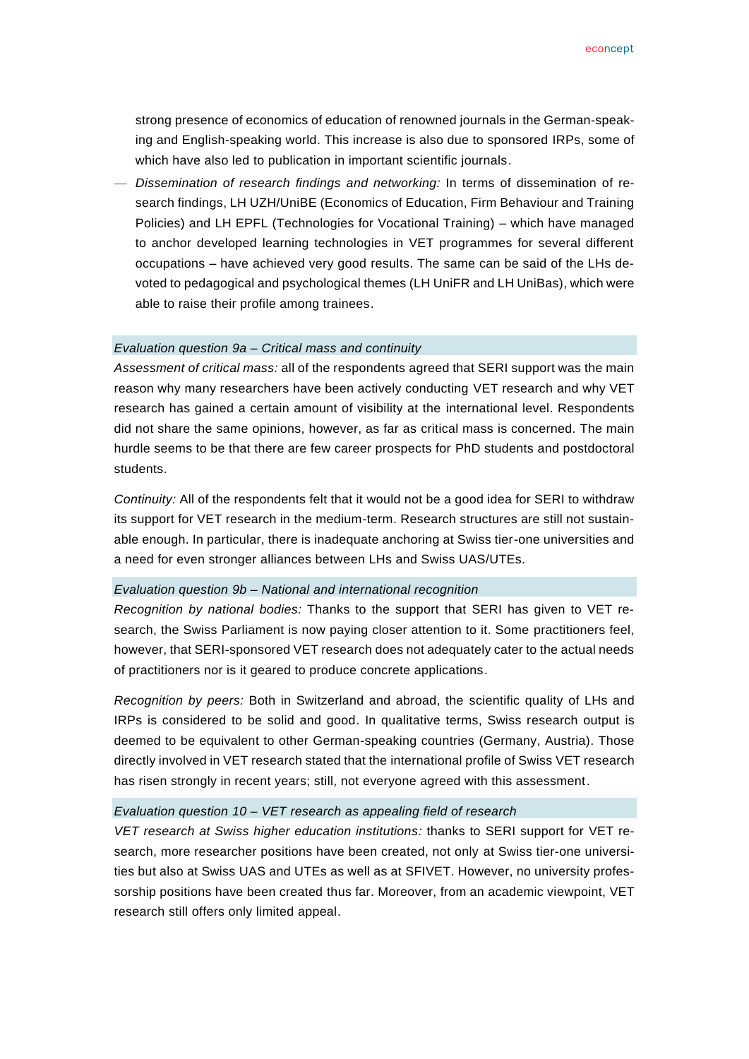strong presence of economics of education of renowned journals in the German-speaking and English-speaking world. This increase is also due to sponsored IRPs, some of which have also led to publication in important scientific journals.

- *Dissemination of research findings and networking:* In terms of dissemination of research findings, LH UZH/UniBE (Economics of Education, Firm Behaviour and Training Policies) and LH EPFL (Technologies for Vocational Training) – which have managed to anchor developed learning technologies in VET programmes for several different occupations – have achieved very good results. The same can be said of the LHs devoted to pedagogical and psychological themes (LH UniFR and LH UniBas), which were able to raise their profile among trainees.

*Evaluation question 9a – Critical mass and continuity*

*Assessment of critical mass:* all of the respondents agreed that SERI support was the main reason why many researchers have been actively conducting VET research and why VET research has gained a certain amount of visibility at the international level. Respondents did not share the same opinions, however, as far as critical mass is concerned. The main hurdle seems to be that there are few career prospects for PhD students and postdoctoral students.

*Continuity:* All of the respondents felt that it would not be a good idea for SERI to withdraw its support for VET research in the medium-term. Research structures are still not sustainable enough. In particular, there is inadequate anchoring at Swiss tier-one universities and a need for even stronger alliances between LHs and Swiss UAS/UTEs.

*Evaluation question 9b – National and international recognition*

*Recognition by national bodies:* Thanks to the support that SERI has given to VET research, the Swiss Parliament is now paying closer attention to it. Some practitioners feel, however, that SERI-sponsored VET research does not adequately cater to the actual needs of practitioners nor is it geared to produce concrete applications.

*Recognition by peers:* Both in Switzerland and abroad, the scientific quality of LHs and IRPs is considered to be solid and good. In qualitative terms, Swiss research output is deemed to be equivalent to other German-speaking countries (Germany, Austria). Those directly involved in VET research stated that the international profile of Swiss VET research has risen strongly in recent years; still, not everyone agreed with this assessment.

*Evaluation question 10 – VET research as appealing field of research*

*VET research at Swiss higher education institutions:* thanks to SERI support for VET research, more researcher positions have been created, not only at Swiss tier-one universities but also at Swiss UAS and UTEs as well as at SFIVET. However, no university professorship positions have been created thus far. Moreover, from an academic viewpoint, VET research still offers only limited appeal.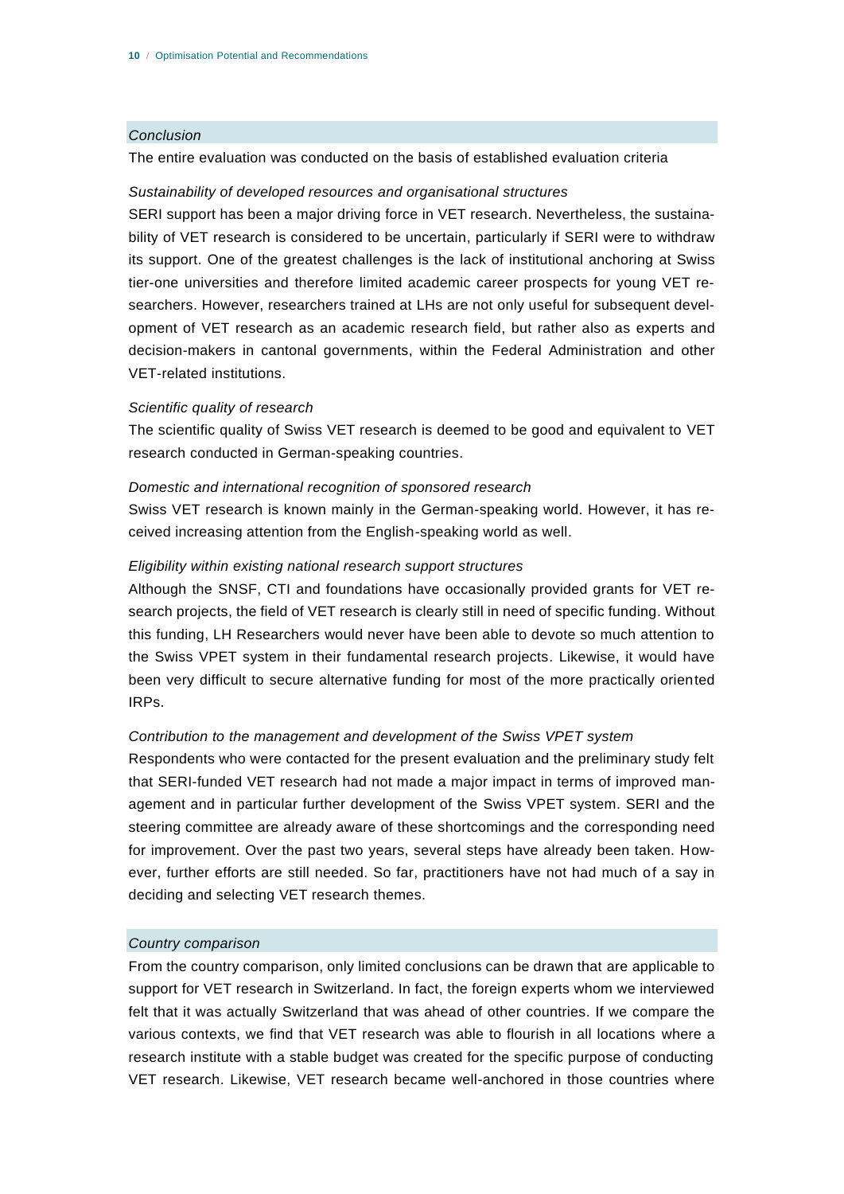## *Conclusion*

The entire evaluation was conducted on the basis of established evaluation criteria

*Sustainability of developed resources and organisational structures*

SERI support has been a major driving force in VET research. Nevertheless, the sustainability of VET research is considered to be uncertain, particularly if SERI were to withdraw its support. One of the greatest challenges is the lack of institutional anchoring at Swiss tier-one universities and therefore limited academic career prospects for young VET researchers. However, researchers trained at LHs are not only useful for subsequent development of VET research as an academic research field, but rather also as experts and decision-makers in cantonal governments, within the Federal Administration and other VET-related institutions.

*Scientific quality of research*

The scientific quality of Swiss VET research is deemed to be good and equivalent to VET research conducted in German-speaking countries.

*Domestic and international recognition of sponsored research*

Swiss VET research is known mainly in the German-speaking world. However, it has received increasing attention from the English-speaking world as well.

*Eligibility within existing national research support structures*

Although the SNSF, CTI and foundations have occasionally provided grants for VET research projects, the field of VET research is clearly still in need of specific funding. Without this funding, LH Researchers would never have been able to devote so much attention to the Swiss VPET system in their fundamental research projects. Likewise, it would have been very difficult to secure alternative funding for most of the more practically oriented IRPs.

*Contribution to the management and development of the Swiss VPET system*

Respondents who were contacted for the present evaluation and the preliminary study felt that SERI-funded VET research had not made a major impact in terms of improved management and in particular further development of the Swiss VPET system. SERI and the steering committee are already aware of these shortcomings and the corresponding need for improvement. Over the past two years, several steps have already been taken. However, further efforts are still needed. So far, practitioners have not had much of a say in deciding and selecting VET research themes.

## *Country comparison*

From the country comparison, only limited conclusions can be drawn that are applicable to support for VET research in Switzerland. In fact, the foreign experts whom we interviewed felt that it was actually Switzerland that was ahead of other countries. If we compare the various contexts, we find that VET research was able to flourish in all locations where a research institute with a stable budget was created for the specific purpose of conducting VET research. Likewise, VET research became well-anchored in those countries where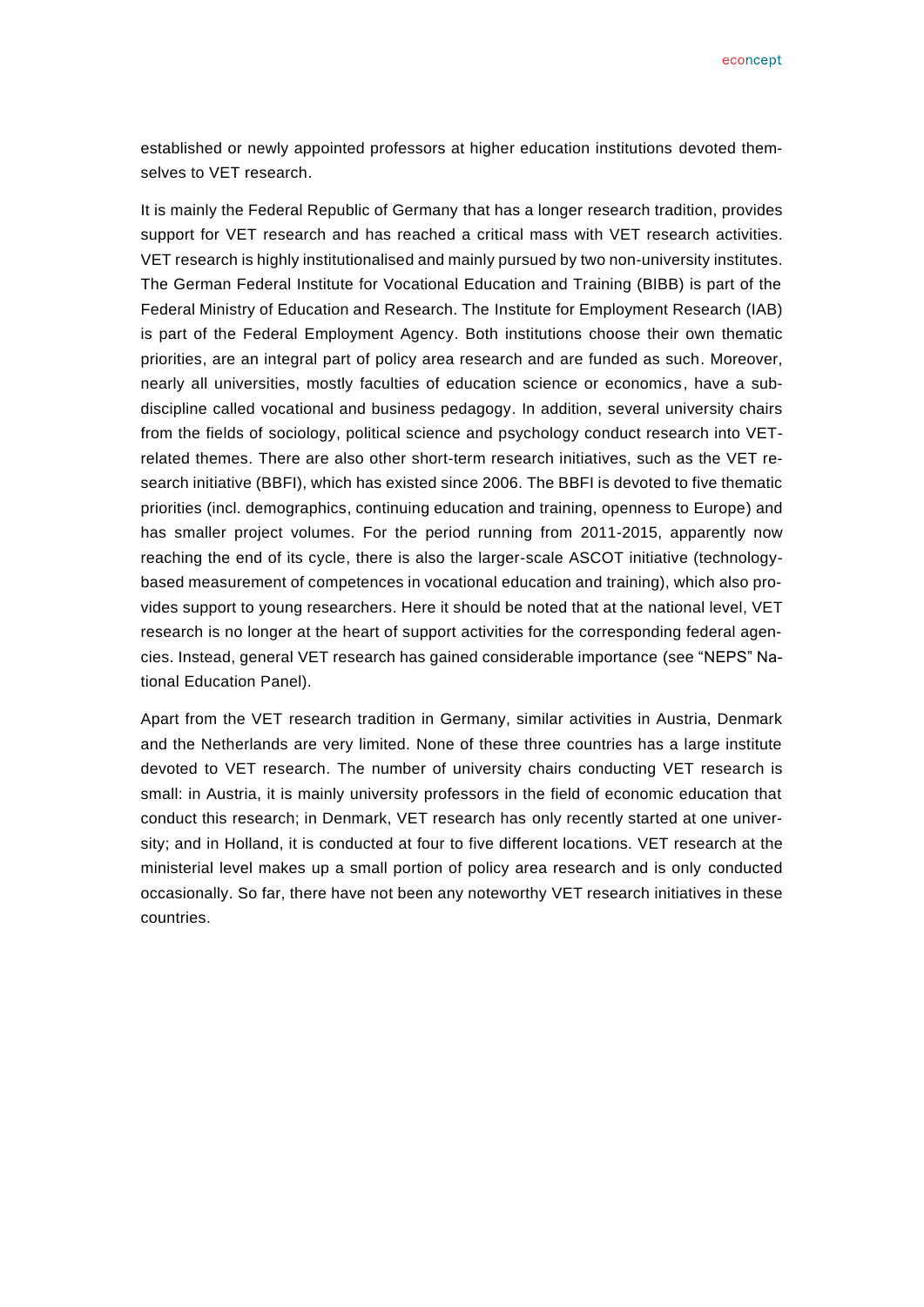established or newly appointed professors at higher education institutions devoted themselves to VET research.

It is mainly the Federal Republic of Germany that has a longer research tradition, provides support for VET research and has reached a critical mass with VET research activities. VET research is highly institutionalised and mainly pursued by two non-university institutes. The German Federal Institute for Vocational Education and Training (BIBB) is part of the Federal Ministry of Education and Research. The Institute for Employment Research (IAB) is part of the Federal Employment Agency. Both institutions choose their own thematic priorities, are an integral part of policy area research and are funded as such. Moreover, nearly all universities, mostly faculties of education science or economics, have a subdiscipline called vocational and business pedagogy. In addition, several university chairs from the fields of sociology, political science and psychology conduct research into VET-related themes. There are also other short-term research initiatives, such as the VET research initiative (BBFI), which has existed since 2006. The BBFI is devoted to five thematic priorities (incl. demographics, continuing education and training, openness to Europe) and has smaller project volumes. For the period running from 2011-2015, apparently now reaching the end of its cycle, there is also the larger-scale ASCOT initiative (technology-based measurement of competences in vocational education and training), which also provides support to young researchers. Here it should be noted that at the national level, VET research is no longer at the heart of support activities for the corresponding federal agencies. Instead, general VET research has gained considerable importance (see "NEPS" National Education Panel).

Apart from the VET research tradition in Germany, similar activities in Austria, Denmark and the Netherlands are very limited. None of these three countries has a large institute devoted to VET research. The number of university chairs conducting VET research is small: in Austria, it is mainly university professors in the field of economic education that conduct this research; in Denmark, VET research has only recently started at one university; and in Holland, it is conducted at four to five different locations. VET research at the ministerial level makes up a small portion of policy area research and is only conducted occasionally. So far, there have not been any noteworthy VET research initiatives in these countries.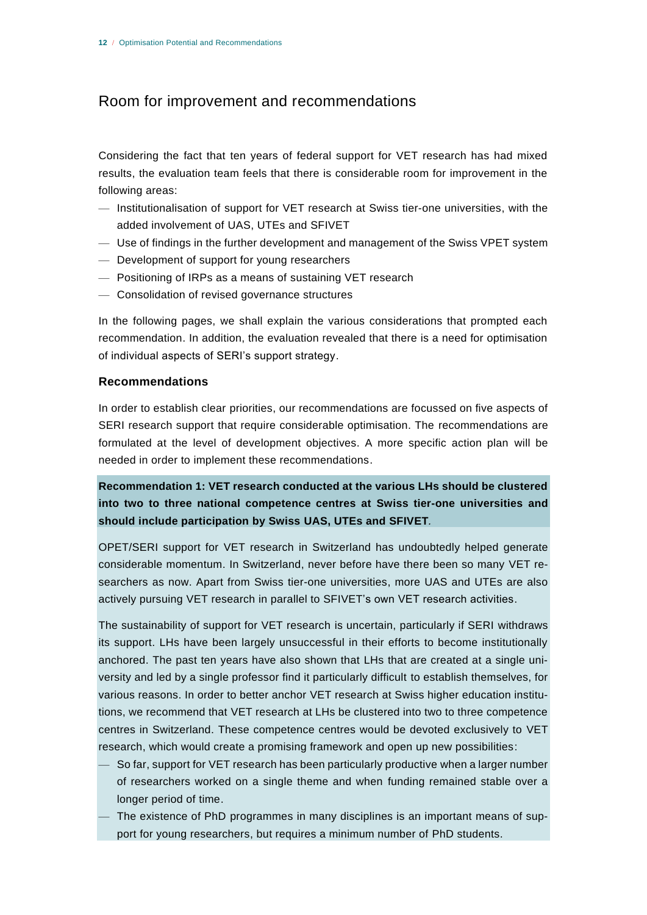## Room for improvement and recommendations

Considering the fact that ten years of federal support for VET research has had mixed results, the evaluation team feels that there is considerable room for improvement in the following areas:

- Institutionalisation of support for VET research at Swiss tier-one universities, with the added involvement of UAS, UTEs and SFIVET
- Use of findings in the further development and management of the Swiss VPET system
- Development of support for young researchers
- Positioning of IRPs as a means of sustaining VET research
- Consolidation of revised governance structures

In the following pages, we shall explain the various considerations that prompted each recommendation. In addition, the evaluation revealed that there is a need for optimisation of individual aspects of SERI's support strategy.

### Recommendations

In order to establish clear priorities, our recommendations are focussed on five aspects of SERI research support that require considerable optimisation. The recommendations are formulated at the level of development objectives. A more specific action plan will be needed in order to implement these recommendations.

**Recommendation 1: VET research conducted at the various LHs should be clustered into two to three national competence centres at Swiss tier-one universities and should include participation by Swiss UAS, UTEs and SFIVET.**

OPET/SERI support for VET research in Switzerland has undoubtedly helped generate considerable momentum. In Switzerland, never before have there been so many VET researchers as now. Apart from Swiss tier-one universities, more UAS and UTEs are also actively pursuing VET research in parallel to SFIVET's own VET research activities.

The sustainability of support for VET research is uncertain, particularly if SERI withdraws its support. LHs have been largely unsuccessful in their efforts to become institutionally anchored. The past ten years have also shown that LHs that are created at a single university and led by a single professor find it particularly difficult to establish themselves, for various reasons. In order to better anchor VET research at Swiss higher education institutions, we recommend that VET research at LHs be clustered into two to three competence centres in Switzerland. These competence centres would be devoted exclusively to VET research, which would create a promising framework and open up new possibilities:

- So far, support for VET research has been particularly productive when a larger number of researchers worked on a single theme and when funding remained stable over a longer period of time.
- The existence of PhD programmes in many disciplines is an important means of support for young researchers, but requires a minimum number of PhD students.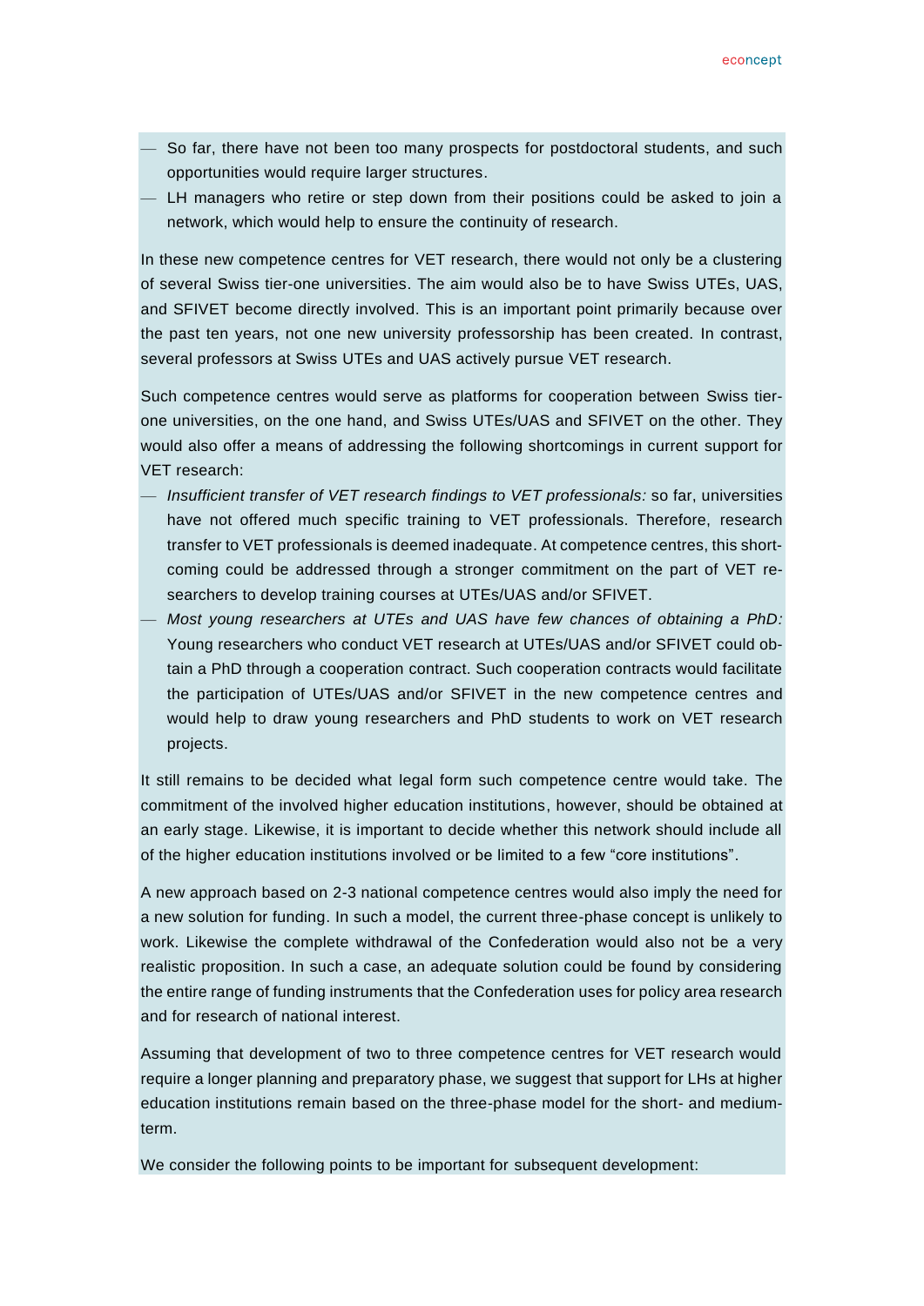- So far, there have not been too many prospects for postdoctoral students, and such opportunities would require larger structures.
- LH managers who retire or step down from their positions could be asked to join a network, which would help to ensure the continuity of research.

In these new competence centres for VET research, there would not only be a clustering of several Swiss tier-one universities. The aim would also be to have Swiss UTEs, UAS, and SFIVET become directly involved. This is an important point primarily because over the past ten years, not one new university professorship has been created. In contrast, several professors at Swiss UTEs and UAS actively pursue VET research.

Such competence centres would serve as platforms for cooperation between Swiss tier-one universities, on the one hand, and Swiss UTEs/UAS and SFIVET on the other. They would also offer a means of addressing the following shortcomings in current support for VET research:

- *Insufficient transfer of VET research findings to VET professionals:* so far, universities have not offered much specific training to VET professionals. Therefore, research transfer to VET professionals is deemed inadequate. At competence centres, this shortcoming could be addressed through a stronger commitment on the part of VET researchers to develop training courses at UTEs/UAS and/or SFIVET.
- *Most young researchers at UTEs and UAS have few chances of obtaining a PhD:* Young researchers who conduct VET research at UTEs/UAS and/or SFIVET could obtain a PhD through a cooperation contract. Such cooperation contracts would facilitate the participation of UTEs/UAS and/or SFIVET in the new competence centres and would help to draw young researchers and PhD students to work on VET research projects.

It still remains to be decided what legal form such competence centre would take. The commitment of the involved higher education institutions, however, should be obtained at an early stage. Likewise, it is important to decide whether this network should include all of the higher education institutions involved or be limited to a few "core institutions".

A new approach based on 2-3 national competence centres would also imply the need for a new solution for funding. In such a model, the current three-phase concept is unlikely to work. Likewise the complete withdrawal of the Confederation would also not be a very realistic proposition. In such a case, an adequate solution could be found by considering the entire range of funding instruments that the Confederation uses for policy area research and for research of national interest.

Assuming that development of two to three competence centres for VET research would require a longer planning and preparatory phase, we suggest that support for LHs at higher education institutions remain based on the three-phase model for the short- and medium-term.

We consider the following points to be important for subsequent development: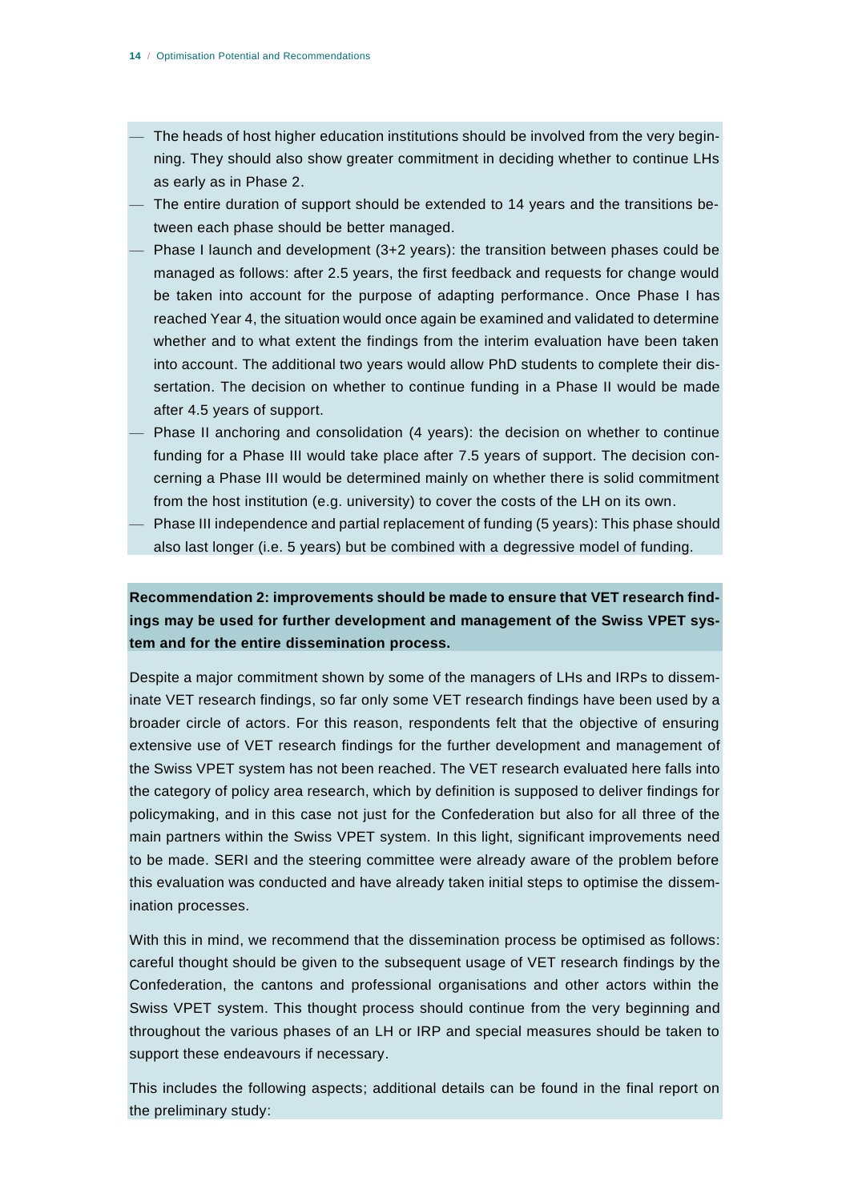- The heads of host higher education institutions should be involved from the very beginning. They should also show greater commitment in deciding whether to continue LHs as early as in Phase 2.
- The entire duration of support should be extended to 14 years and the transitions between each phase should be better managed.
- Phase I launch and development (3+2 years): the transition between phases could be managed as follows: after 2.5 years, the first feedback and requests for change would be taken into account for the purpose of adapting performance. Once Phase I has reached Year 4, the situation would once again be examined and validated to determine whether and to what extent the findings from the interim evaluation have been taken into account. The additional two years would allow PhD students to complete their dissertation. The decision on whether to continue funding in a Phase II would be made after 4.5 years of support.
- Phase II anchoring and consolidation (4 years): the decision on whether to continue funding for a Phase III would take place after 7.5 years of support. The decision concerning a Phase III would be determined mainly on whether there is solid commitment from the host institution (e.g. university) to cover the costs of the LH on its own.
- Phase III independence and partial replacement of funding (5 years): This phase should also last longer (i.e. 5 years) but be combined with a degressive model of funding.

**Recommendation 2: improvements should be made to ensure that VET research findings may be used for further development and management of the Swiss VPET system and for the entire dissemination process.**

Despite a major commitment shown by some of the managers of LHs and IRPs to disseminate VET research findings, so far only some VET research findings have been used by a broader circle of actors. For this reason, respondents felt that the objective of ensuring extensive use of VET research findings for the further development and management of the Swiss VPET system has not been reached. The VET research evaluated here falls into the category of policy area research, which by definition is supposed to deliver findings for policymaking, and in this case not just for the Confederation but also for all three of the main partners within the Swiss VPET system. In this light, significant improvements need to be made. SERI and the steering committee were already aware of the problem before this evaluation was conducted and have already taken initial steps to optimise the dissemination processes.

With this in mind, we recommend that the dissemination process be optimised as follows: careful thought should be given to the subsequent usage of VET research findings by the Confederation, the cantons and professional organisations and other actors within the Swiss VPET system. This thought process should continue from the very beginning and throughout the various phases of an LH or IRP and special measures should be taken to support these endeavours if necessary.

This includes the following aspects; additional details can be found in the final report on the preliminary study: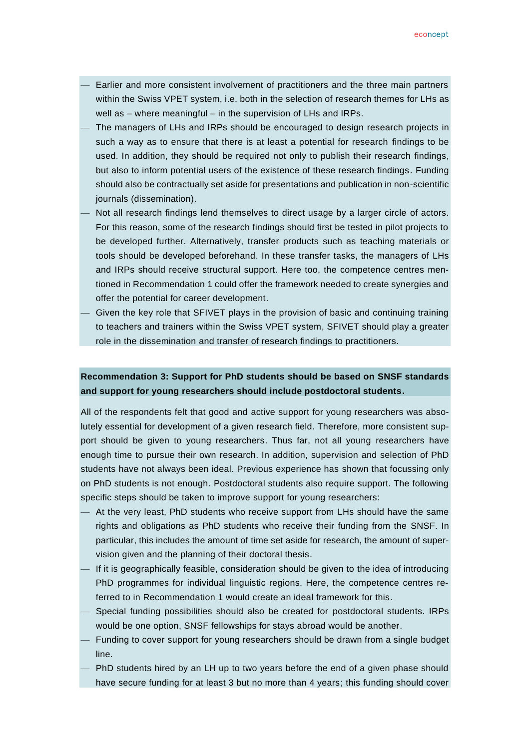- Earlier and more consistent involvement of practitioners and the three main partners within the Swiss VPET system, i.e. both in the selection of research themes for LHs as well as – where meaningful – in the supervision of LHs and IRPs.
- The managers of LHs and IRPs should be encouraged to design research projects in such a way as to ensure that there is at least a potential for research findings to be used. In addition, they should be required not only to publish their research findings, but also to inform potential users of the existence of these research findings. Funding should also be contractually set aside for presentations and publication in non-scientific journals (dissemination).
- Not all research findings lend themselves to direct usage by a larger circle of actors. For this reason, some of the research findings should first be tested in pilot projects to be developed further. Alternatively, transfer products such as teaching materials or tools should be developed beforehand. In these transfer tasks, the managers of LHs and IRPs should receive structural support. Here too, the competence centres mentioned in Recommendation 1 could offer the framework needed to create synergies and offer the potential for career development.
- Given the key role that SFIVET plays in the provision of basic and continuing training to teachers and trainers within the Swiss VPET system, SFIVET should play a greater role in the dissemination and transfer of research findings to practitioners.

**Recommendation 3: Support for PhD students should be based on SNSF standards and support for young researchers should include postdoctoral students.**

All of the respondents felt that good and active support for young researchers was absolutely essential for development of a given research field. Therefore, more consistent support should be given to young researchers. Thus far, not all young researchers have enough time to pursue their own research. In addition, supervision and selection of PhD students have not always been ideal. Previous experience has shown that focussing only on PhD students is not enough. Postdoctoral students also require support. The following specific steps should be taken to improve support for young researchers:

- At the very least, PhD students who receive support from LHs should have the same rights and obligations as PhD students who receive their funding from the SNSF. In particular, this includes the amount of time set aside for research, the amount of supervision given and the planning of their doctoral thesis.
- If it is geographically feasible, consideration should be given to the idea of introducing PhD programmes for individual linguistic regions. Here, the competence centres referred to in Recommendation 1 would create an ideal framework for this.
- Special funding possibilities should also be created for postdoctoral students. IRPs would be one option, SNSF fellowships for stays abroad would be another.
- Funding to cover support for young researchers should be drawn from a single budget line.
- PhD students hired by an LH up to two years before the end of a given phase should have secure funding for at least 3 but no more than 4 years; this funding should cover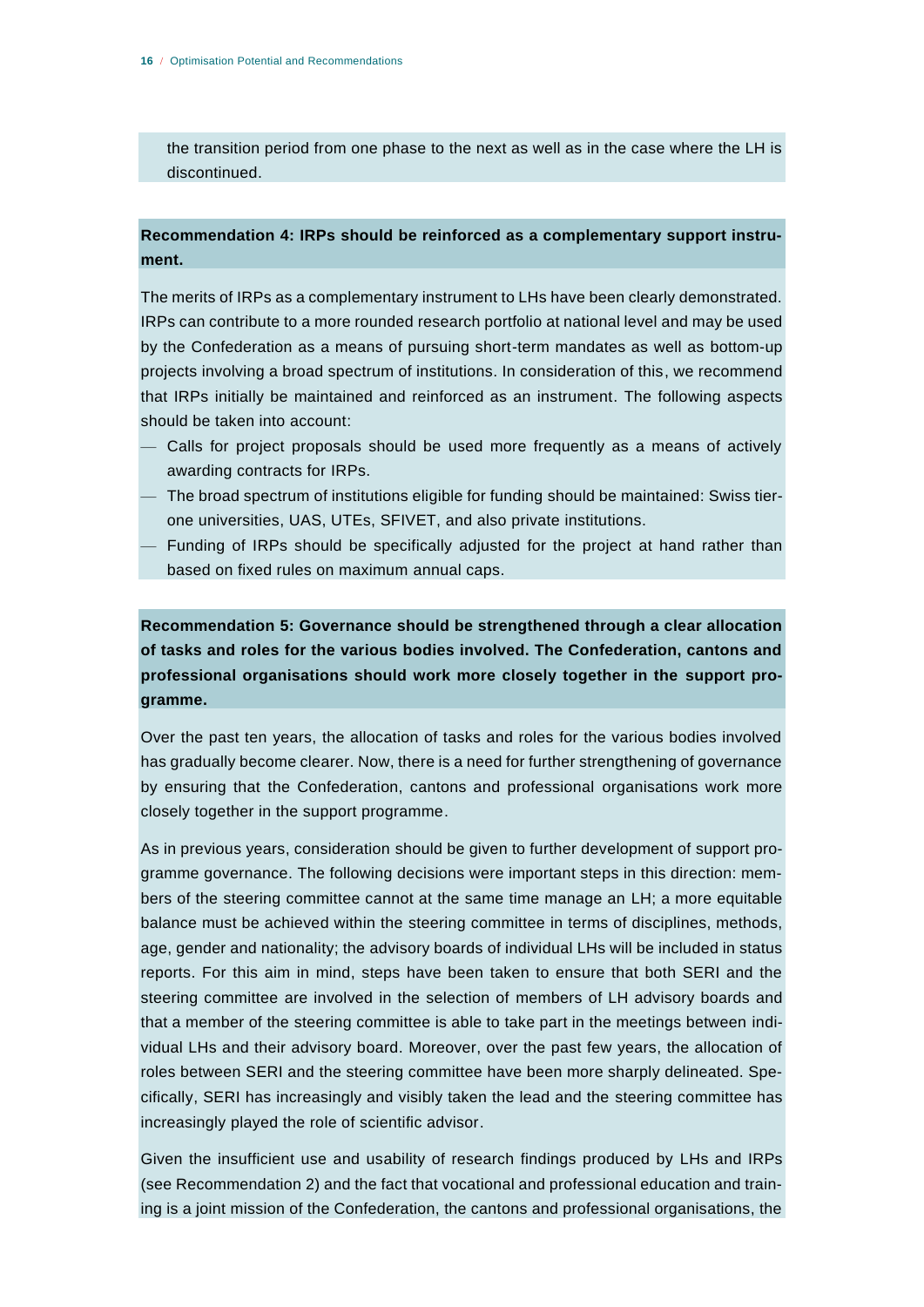the transition period from one phase to the next as well as in the case where the LH is discontinued.

**Recommendation 4: IRPs should be reinforced as a complementary support instrument.**

The merits of IRPs as a complementary instrument to LHs have been clearly demonstrated. IRPs can contribute to a more rounded research portfolio at national level and may be used by the Confederation as a means of pursuing short-term mandates as well as bottom-up projects involving a broad spectrum of institutions. In consideration of this, we recommend that IRPs initially be maintained and reinforced as an instrument. The following aspects should be taken into account:

- Calls for project proposals should be used more frequently as a means of actively awarding contracts for IRPs.
- The broad spectrum of institutions eligible for funding should be maintained: Swiss tier-one universities, UAS, UTEs, SFIVET, and also private institutions.
- Funding of IRPs should be specifically adjusted for the project at hand rather than based on fixed rules on maximum annual caps.

**Recommendation 5: Governance should be strengthened through a clear allocation of tasks and roles for the various bodies involved. The Confederation, cantons and professional organisations should work more closely together in the support programme.**

Over the past ten years, the allocation of tasks and roles for the various bodies involved has gradually become clearer. Now, there is a need for further strengthening of governance by ensuring that the Confederation, cantons and professional organisations work more closely together in the support programme.

As in previous years, consideration should be given to further development of support programme governance. The following decisions were important steps in this direction: members of the steering committee cannot at the same time manage an LH; a more equitable balance must be achieved within the steering committee in terms of disciplines, methods, age, gender and nationality; the advisory boards of individual LHs will be included in status reports. For this aim in mind, steps have been taken to ensure that both SERI and the steering committee are involved in the selection of members of LH advisory boards and that a member of the steering committee is able to take part in the meetings between individual LHs and their advisory board. Moreover, over the past few years, the allocation of roles between SERI and the steering committee have been more sharply delineated. Specifically, SERI has increasingly and visibly taken the lead and the steering committee has increasingly played the role of scientific advisor.

Given the insufficient use and usability of research findings produced by LHs and IRPs (see Recommendation 2) and the fact that vocational and professional education and training is a joint mission of the Confederation, the cantons and professional organisations, the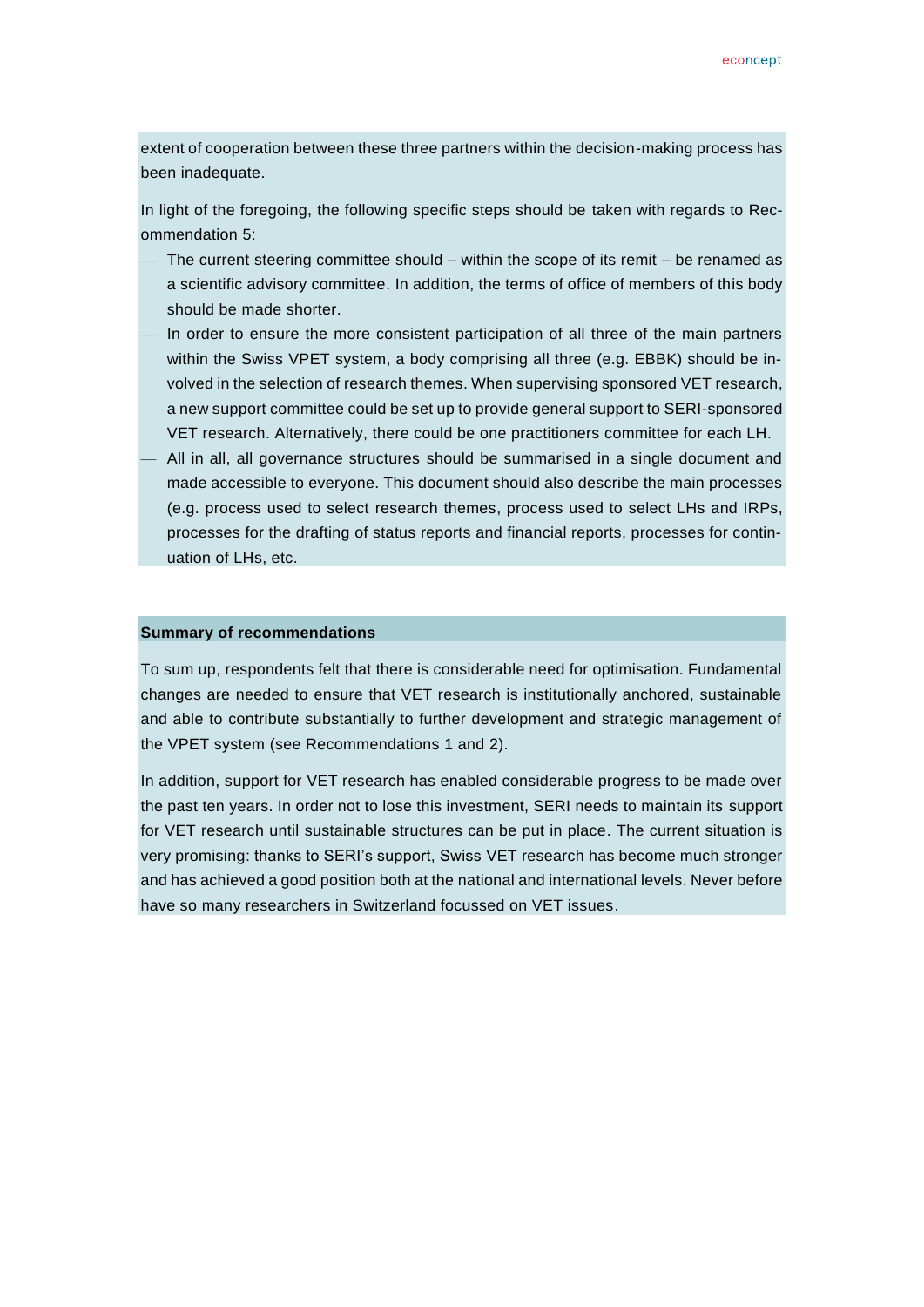extent of cooperation between these three partners within the decision-making process has been inadequate.

In light of the foregoing, the following specific steps should be taken with regards to Recommendation 5:

- The current steering committee should – within the scope of its remit – be renamed as a scientific advisory committee. In addition, the terms of office of members of this body should be made shorter.
- In order to ensure the more consistent participation of all three of the main partners within the Swiss VPET system, a body comprising all three (e.g. EBBK) should be involved in the selection of research themes. When supervising sponsored VET research, a new support committee could be set up to provide general support to SERI-sponsored VET research. Alternatively, there could be one practitioners committee for each LH.
- All in all, all governance structures should be summarised in a single document and made accessible to everyone. This document should also describe the main processes (e.g. process used to select research themes, process used to select LHs and IRPs, processes for the drafting of status reports and financial reports, processes for continuation of LHs, etc.

**Summary of recommendations**

To sum up, respondents felt that there is considerable need for optimisation. Fundamental changes are needed to ensure that VET research is institutionally anchored, sustainable and able to contribute substantially to further development and strategic management of the VPET system (see Recommendations 1 and 2).

In addition, support for VET research has enabled considerable progress to be made over the past ten years. In order not to lose this investment, SERI needs to maintain its support for VET research until sustainable structures can be put in place. The current situation is very promising: thanks to SERI's support, Swiss VET research has become much stronger and has achieved a good position both at the national and international levels. Never before have so many researchers in Switzerland focussed on VET issues.